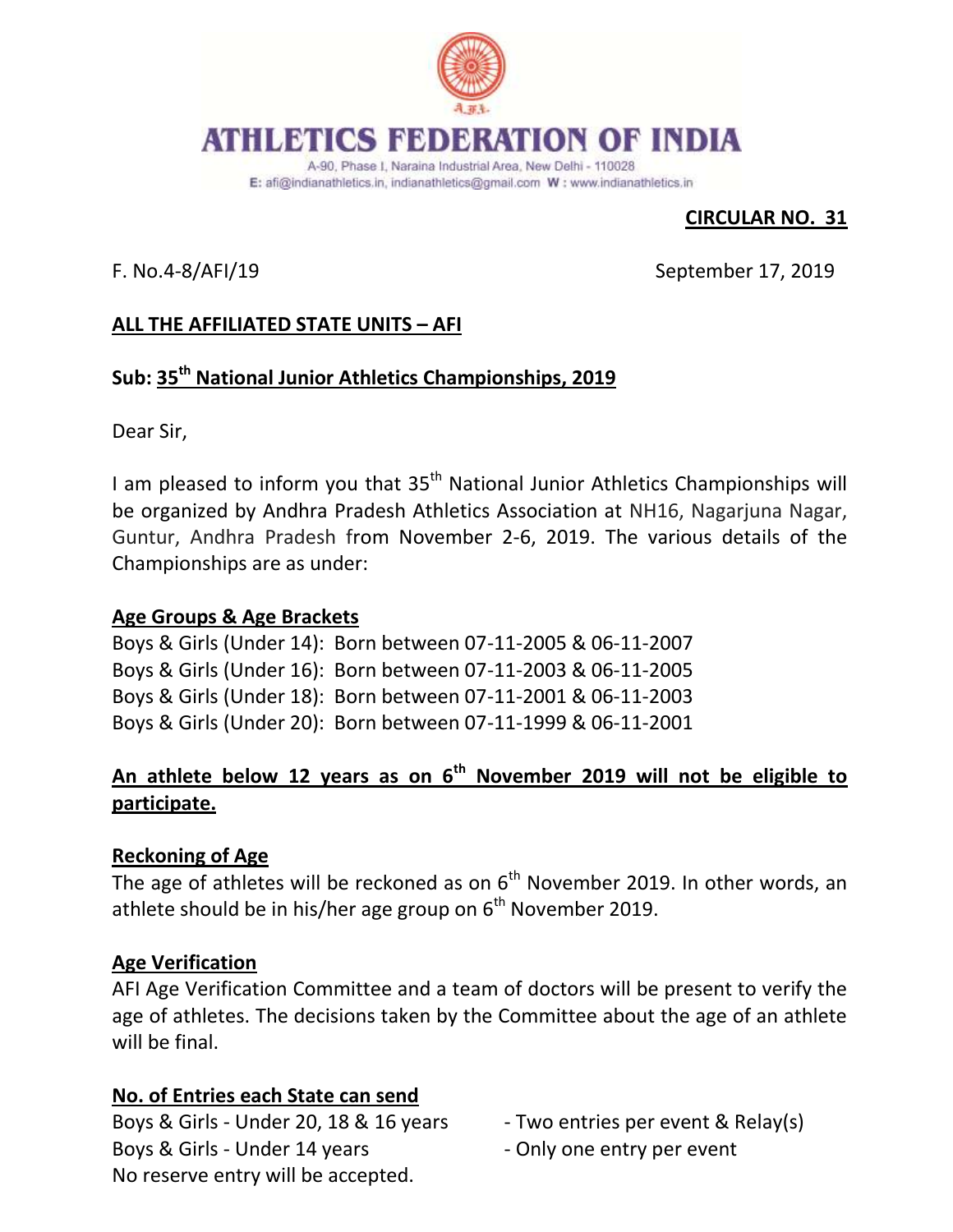# ATHLETICS FEDERATION OF INDIA

A-90, Phase I, Naraina Industrial Area, New Delhi - 110028
E: afi@indianathletics.in, indianathletics@gmail.com W : www.indianathletics.in

**CIRCULAR NO. 31**

F. No.4-8/AFI/19 September 17, 2019

**ALL THE AFFILIATED STATE UNITS – AFI**

**Sub: 35th National Junior Athletics Championships, 2019**

Dear Sir,

I am pleased to inform you that 35th National Junior Athletics Championships will be organized by Andhra Pradesh Athletics Association at NH16, Nagarjuna Nagar, Guntur, Andhra Pradesh from November 2-6, 2019. The various details of the Championships are as under:

**Age Groups & Age Brackets**

Boys & Girls (Under 14): Born between 07-11-2005 & 06-11-2007
Boys & Girls (Under 16): Born between 07-11-2003 & 06-11-2005
Boys & Girls (Under 18): Born between 07-11-2001 & 06-11-2003
Boys & Girls (Under 20): Born between 07-11-1999 & 06-11-2001

**An athlete below 12 years as on 6th November 2019 will not be eligible to participate.**

**Reckoning of Age**

The age of athletes will be reckoned as on 6th November 2019. In other words, an athlete should be in his/her age group on 6th November 2019.

**Age Verification**

AFI Age Verification Committee and a team of doctors will be present to verify the age of athletes. The decisions taken by the Committee about the age of an athlete will be final.

**No. of Entries each State can send**

Boys & Girls - Under 20, 18 & 16 years - Two entries per event & Relay(s)
Boys & Girls - Under 14 years - Only one entry per event
No reserve entry will be accepted.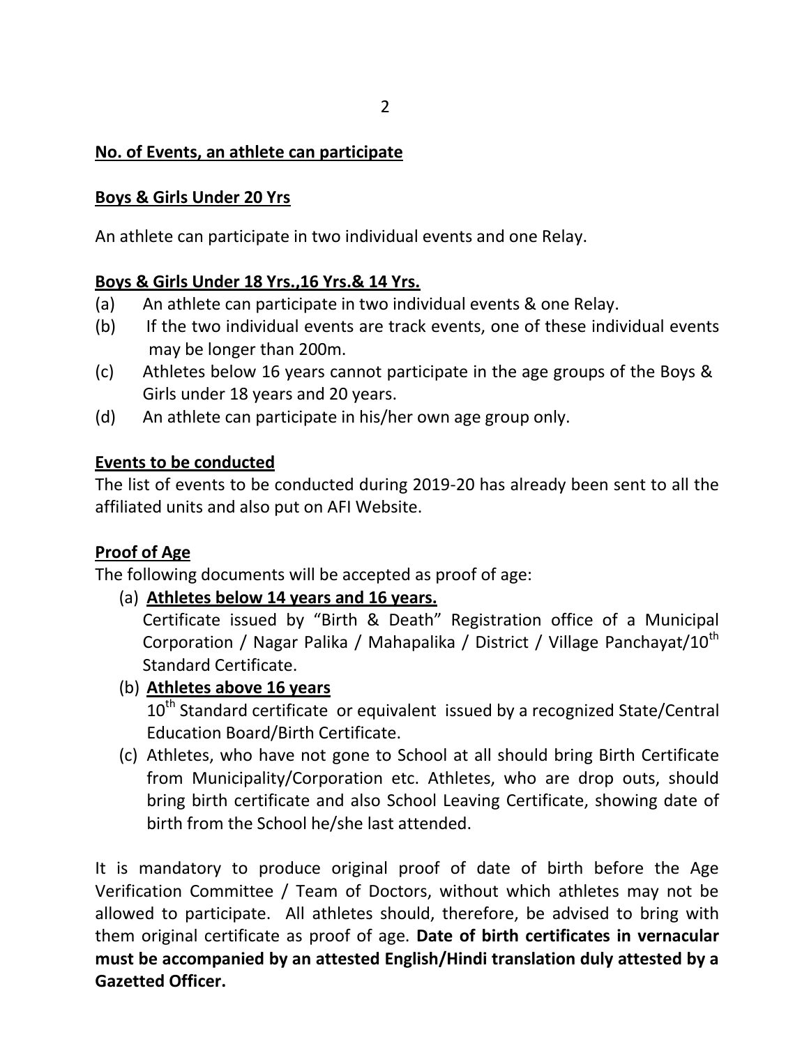**No. of Events, an athlete can participate**

**Boys & Girls Under 20 Yrs**

An athlete can participate in two individual events and one Relay.

**Boys & Girls Under 18 Yrs.,16 Yrs.& 14 Yrs.**

(a) An athlete can participate in two individual events & one Relay.
(b) If the two individual events are track events, one of these individual events may be longer than 200m.
(c) Athletes below 16 years cannot participate in the age groups of the Boys & Girls under 18 years and 20 years.
(d) An athlete can participate in his/her own age group only.

**Events to be conducted**

The list of events to be conducted during 2019-20 has already been sent to all the affiliated units and also put on AFI Website.

**Proof of Age**

The following documents will be accepted as proof of age:

(a) **Athletes below 14 years and 16 years.**
Certificate issued by "Birth & Death" Registration office of a Municipal Corporation / Nagar Palika / Mahapalika / District / Village Panchayat/10th Standard Certificate.

(b) **Athletes above 16 years**
10th Standard certificate or equivalent issued by a recognized State/Central Education Board/Birth Certificate.

(c) Athletes, who have not gone to School at all should bring Birth Certificate from Municipality/Corporation etc. Athletes, who are drop outs, should bring birth certificate and also School Leaving Certificate, showing date of birth from the School he/she last attended.

It is mandatory to produce original proof of date of birth before the Age Verification Committee / Team of Doctors, without which athletes may not be allowed to participate. All athletes should, therefore, be advised to bring with them original certificate as proof of age. **Date of birth certificates in vernacular must be accompanied by an attested English/Hindi translation duly attested by a Gazetted Officer.**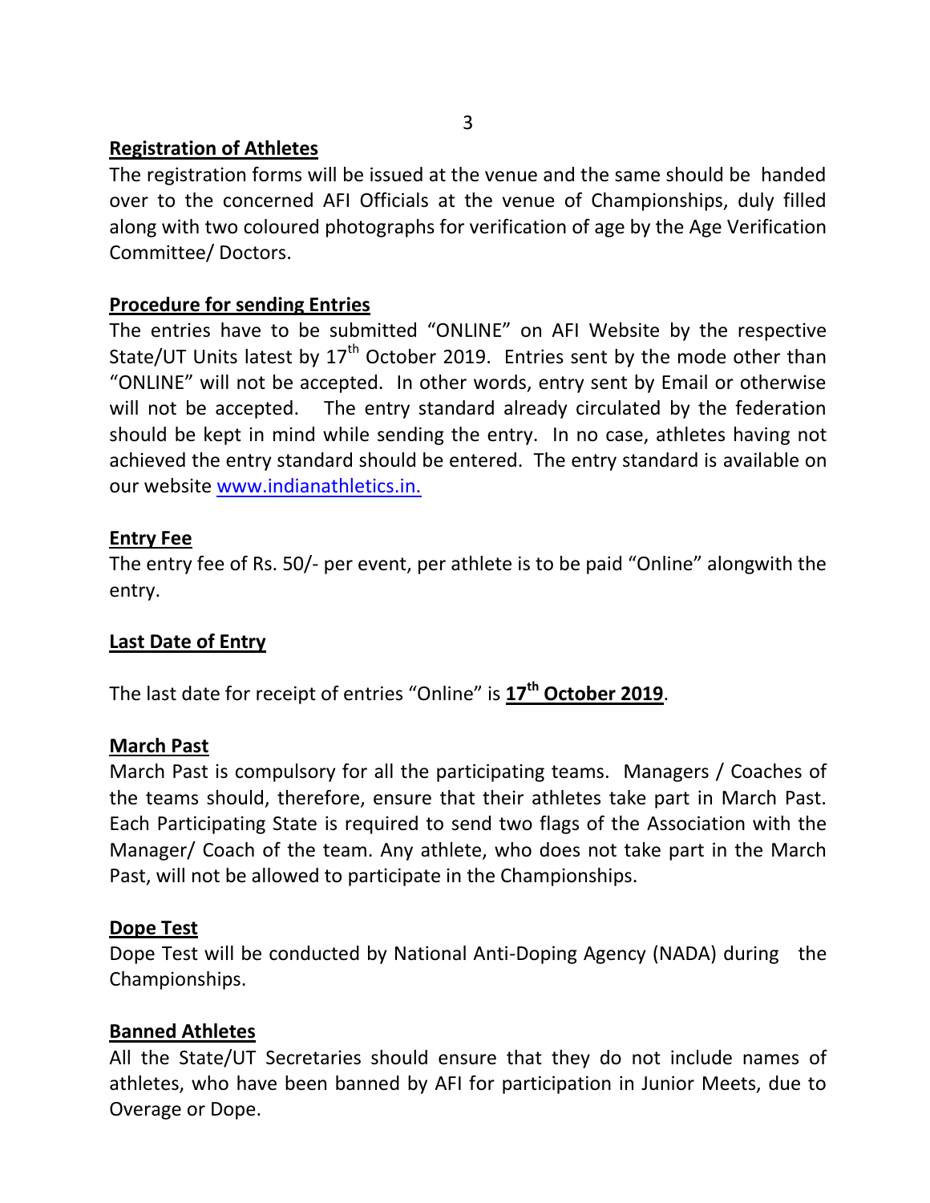## Registration of Athletes

The registration forms will be issued at the venue and the same should be handed over to the concerned AFI Officials at the venue of Championships, duly filled along with two coloured photographs for verification of age by the Age Verification Committee/ Doctors.

## Procedure for sending Entries

The entries have to be submitted "ONLINE" on AFI Website by the respective State/UT Units latest by 17th October 2019. Entries sent by the mode other than "ONLINE" will not be accepted. In other words, entry sent by Email or otherwise will not be accepted. The entry standard already circulated by the federation should be kept in mind while sending the entry. In no case, athletes having not achieved the entry standard should be entered. The entry standard is available on our website [www.indianathletics.in.](http://www.indianathletics.in)

## Entry Fee

The entry fee of Rs. 50/- per event, per athlete is to be paid "Online" alongwith the entry.

## Last Date of Entry

The last date for receipt of entries "Online" is **17th October 2019**.

## March Past

March Past is compulsory for all the participating teams. Managers / Coaches of the teams should, therefore, ensure that their athletes take part in March Past. Each Participating State is required to send two flags of the Association with the Manager/ Coach of the team. Any athlete, who does not take part in the March Past, will not be allowed to participate in the Championships.

## Dope Test

Dope Test will be conducted by National Anti-Doping Agency (NADA) during the Championships.

## Banned Athletes

All the State/UT Secretaries should ensure that they do not include names of athletes, who have been banned by AFI for participation in Junior Meets, due to Overage or Dope.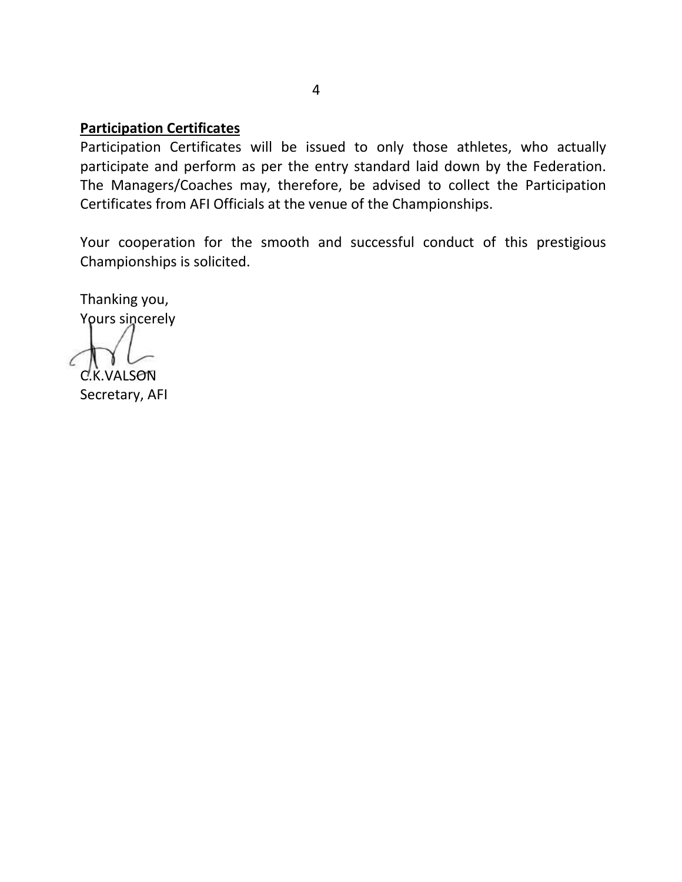**Participation Certificates**

Participation Certificates will be issued to only those athletes, who actually participate and perform as per the entry standard laid down by the Federation. The Managers/Coaches may, therefore, be advised to collect the Participation Certificates from AFI Officials at the venue of the Championships.

Your cooperation for the smooth and successful conduct of this prestigious Championships is solicited.

Thanking you,
Yours sincerely

C.K.VALSON
Secretary, AFI